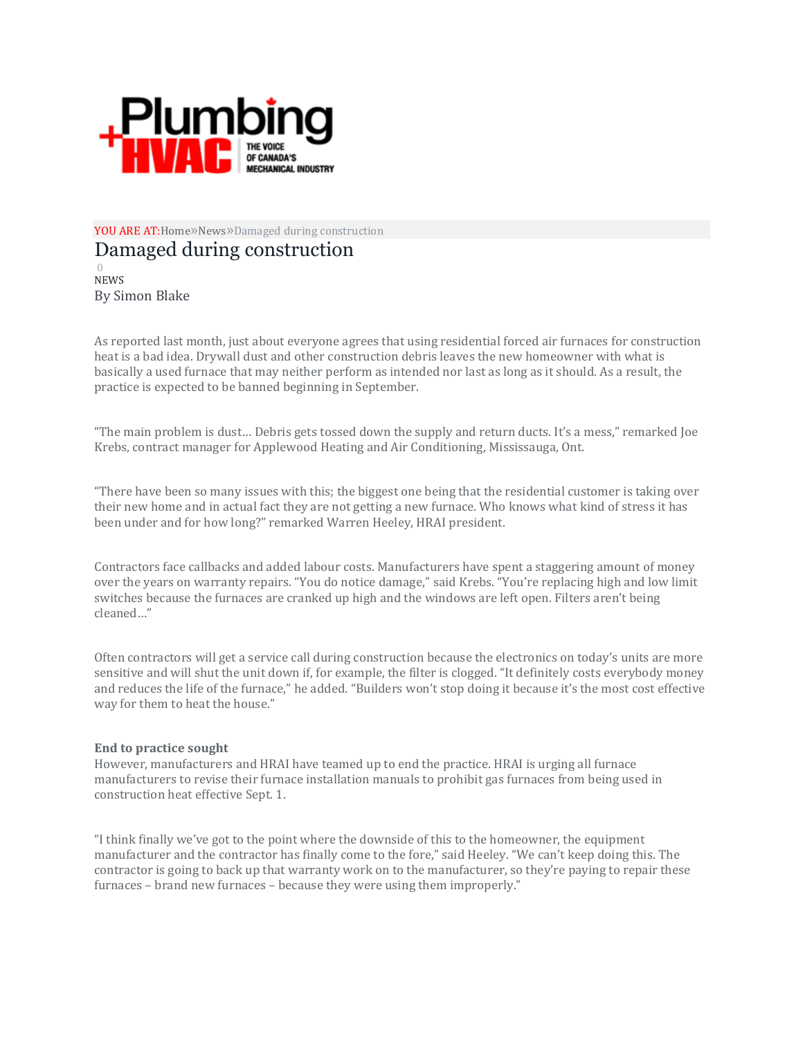YOU ARE AT: Home » News » Damaged during construction

# Damaged during construction

0

NEWS

By Simon Blake

As reported last month, just about everyone agrees that using residential forced air furnaces for construction heat is a bad idea. Drywall dust and other construction debris leaves the new homeowner with what is basically a used furnace that may neither perform as intended nor last as long as it should. As a result, the practice is expected to be banned beginning in September.

"The main problem is dust… Debris gets tossed down the supply and return ducts. It's a mess," remarked Joe Krebs, contract manager for Applewood Heating and Air Conditioning, Mississauga, Ont.

"There have been so many issues with this; the biggest one being that the residential customer is taking over their new home and in actual fact they are not getting a new furnace. Who knows what kind of stress it has been under and for how long?" remarked Warren Heeley, HRAI president.

Contractors face callbacks and added labour costs. Manufacturers have spent a staggering amount of money over the years on warranty repairs. "You do notice damage," said Krebs. "You're replacing high and low limit switches because the furnaces are cranked up high and the windows are left open. Filters aren't being cleaned…"

Often contractors will get a service call during construction because the electronics on today's units are more sensitive and will shut the unit down if, for example, the filter is clogged. "It definitely costs everybody money and reduces the life of the furnace," he added. "Builders won't stop doing it because it's the most cost effective way for them to heat the house."

**End to practice sought**

However, manufacturers and HRAI have teamed up to end the practice. HRAI is urging all furnace manufacturers to revise their furnace installation manuals to prohibit gas furnaces from being used in construction heat effective Sept. 1.

"I think finally we've got to the point where the downside of this to the homeowner, the equipment manufacturer and the contractor has finally come to the fore," said Heeley. "We can't keep doing this. The contractor is going to back up that warranty work on to the manufacturer, so they're paying to repair these furnaces – brand new furnaces – because they were using them improperly."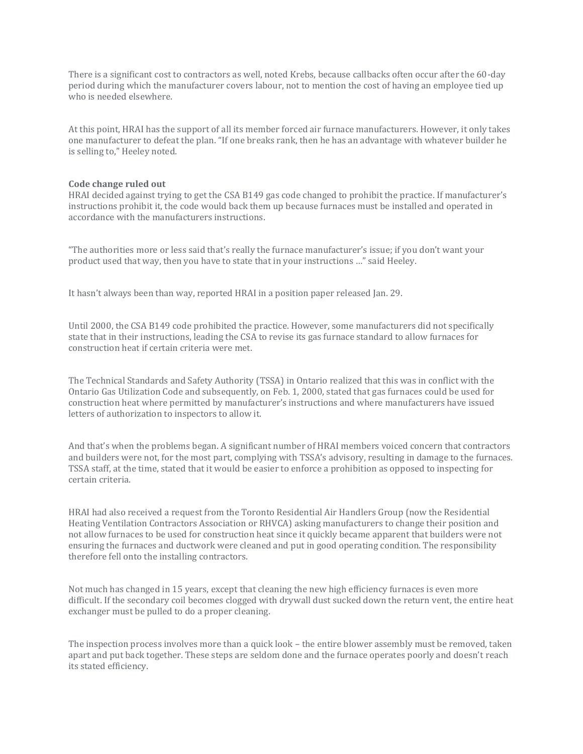There is a significant cost to contractors as well, noted Krebs, because callbacks often occur after the 60-day period during which the manufacturer covers labour, not to mention the cost of having an employee tied up who is needed elsewhere.

At this point, HRAI has the support of all its member forced air furnace manufacturers. However, it only takes one manufacturer to defeat the plan. "If one breaks rank, then he has an advantage with whatever builder he is selling to," Heeley noted.

**Code change ruled out**

HRAI decided against trying to get the CSA B149 gas code changed to prohibit the practice. If manufacturer's instructions prohibit it, the code would back them up because furnaces must be installed and operated in accordance with the manufacturers instructions.

"The authorities more or less said that's really the furnace manufacturer's issue; if you don't want your product used that way, then you have to state that in your instructions …" said Heeley.

It hasn't always been than way, reported HRAI in a position paper released Jan. 29.

Until 2000, the CSA B149 code prohibited the practice. However, some manufacturers did not specifically state that in their instructions, leading the CSA to revise its gas furnace standard to allow furnaces for construction heat if certain criteria were met.

The Technical Standards and Safety Authority (TSSA) in Ontario realized that this was in conflict with the Ontario Gas Utilization Code and subsequently, on Feb. 1, 2000, stated that gas furnaces could be used for construction heat where permitted by manufacturer's instructions and where manufacturers have issued letters of authorization to inspectors to allow it.

And that's when the problems began. A significant number of HRAI members voiced concern that contractors and builders were not, for the most part, complying with TSSA's advisory, resulting in damage to the furnaces. TSSA staff, at the time, stated that it would be easier to enforce a prohibition as opposed to inspecting for certain criteria.

HRAI had also received a request from the Toronto Residential Air Handlers Group (now the Residential Heating Ventilation Contractors Association or RHVCA) asking manufacturers to change their position and not allow furnaces to be used for construction heat since it quickly became apparent that builders were not ensuring the furnaces and ductwork were cleaned and put in good operating condition. The responsibility therefore fell onto the installing contractors.

Not much has changed in 15 years, except that cleaning the new high efficiency furnaces is even more difficult. If the secondary coil becomes clogged with drywall dust sucked down the return vent, the entire heat exchanger must be pulled to do a proper cleaning.

The inspection process involves more than a quick look – the entire blower assembly must be removed, taken apart and put back together. These steps are seldom done and the furnace operates poorly and doesn't reach its stated efficiency.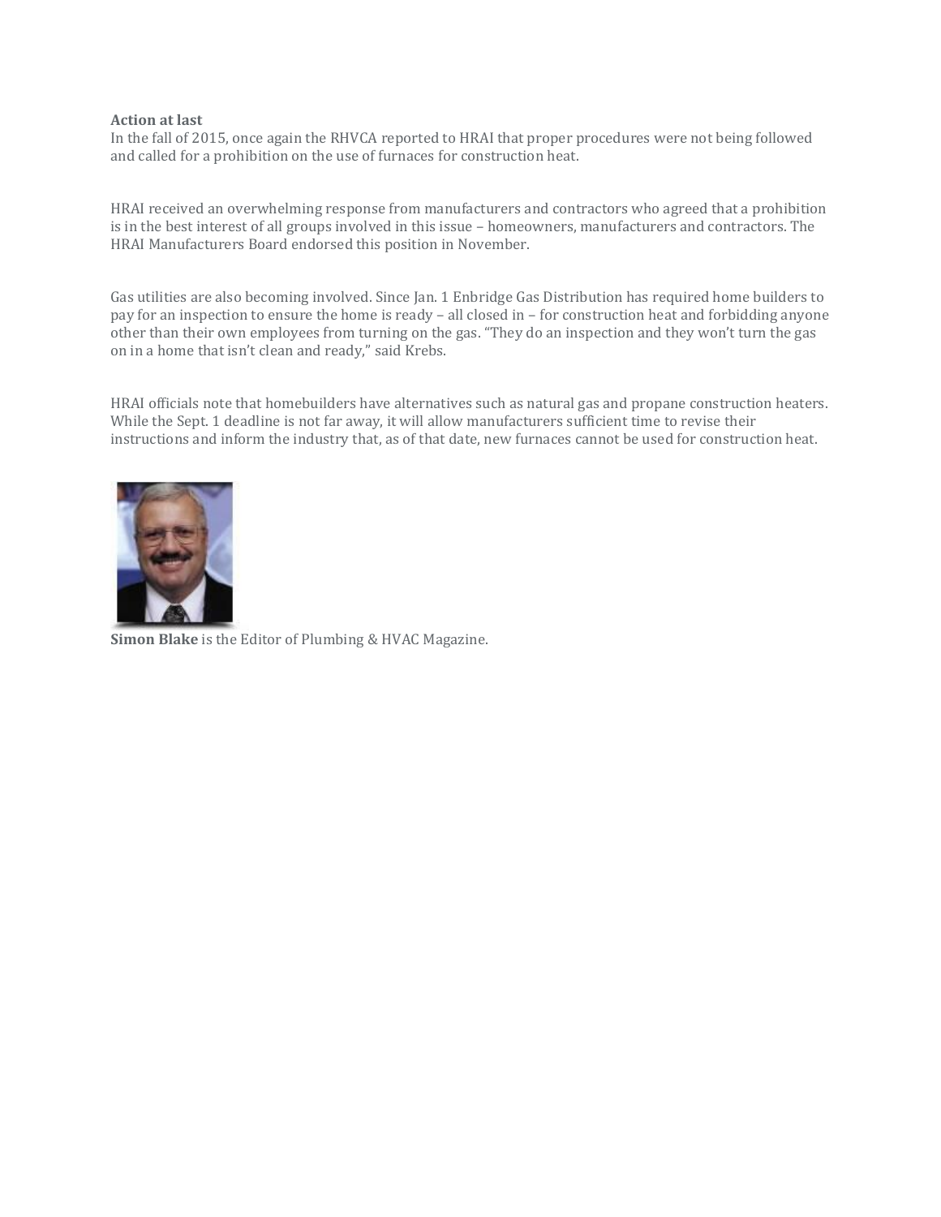**Action at last**

In the fall of 2015, once again the RHVCA reported to HRAI that proper procedures were not being followed and called for a prohibition on the use of furnaces for construction heat.

HRAI received an overwhelming response from manufacturers and contractors who agreed that a prohibition is in the best interest of all groups involved in this issue – homeowners, manufacturers and contractors. The HRAI Manufacturers Board endorsed this position in November.

Gas utilities are also becoming involved. Since Jan. 1 Enbridge Gas Distribution has required home builders to pay for an inspection to ensure the home is ready – all closed in – for construction heat and forbidding anyone other than their own employees from turning on the gas. "They do an inspection and they won't turn the gas on in a home that isn't clean and ready," said Krebs.

HRAI officials note that homebuilders have alternatives such as natural gas and propane construction heaters. While the Sept. 1 deadline is not far away, it will allow manufacturers sufficient time to revise their instructions and inform the industry that, as of that date, new furnaces cannot be used for construction heat.

**Simon Blake** is the Editor of Plumbing & HVAC Magazine.